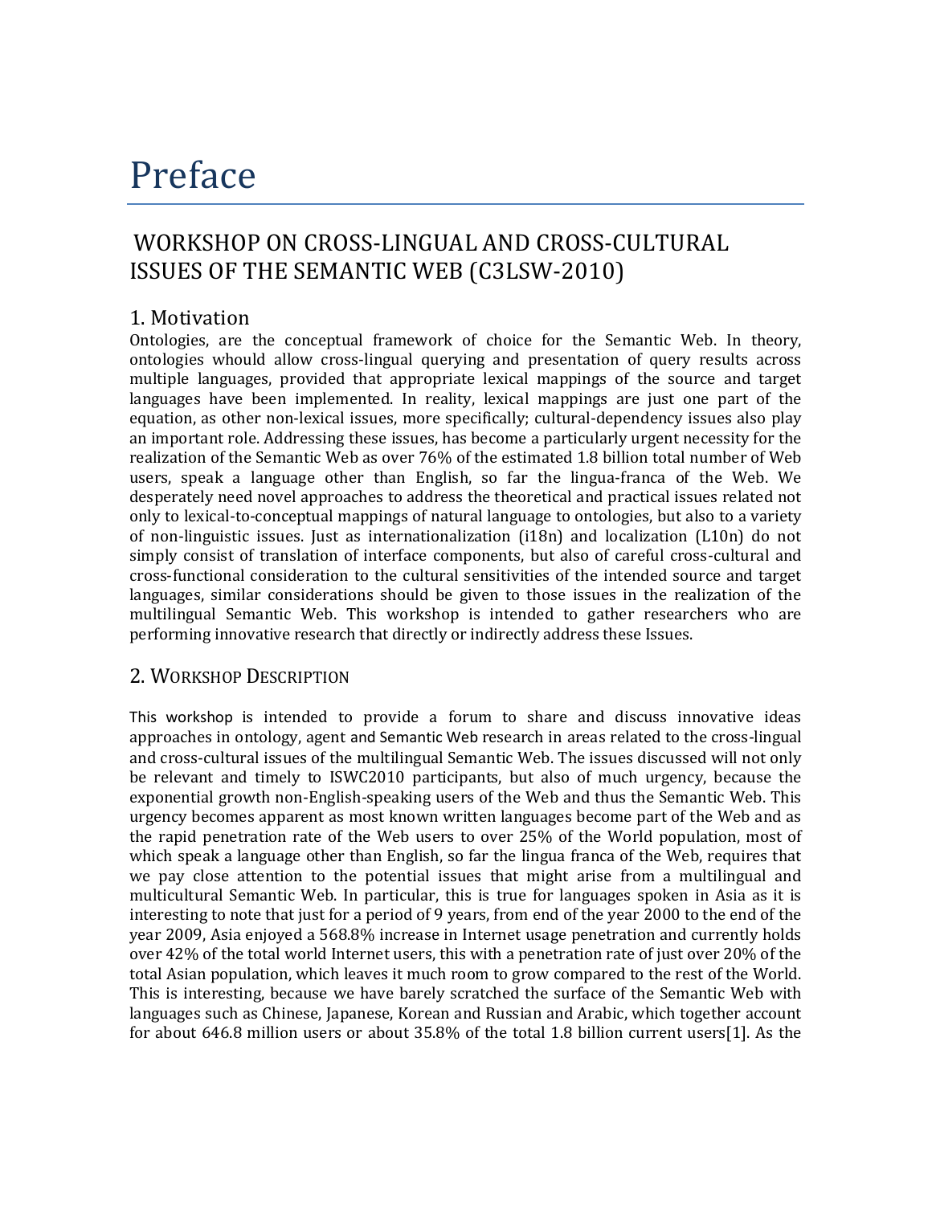# Preface

## WORKSHOP ON CROSS-LINGUAL AND CROSS-CULTURAL ISSUES OF THE SEMANTIC WEB (C3LSW-2010)

### 1. Motivation

Ontologies, are the conceptual framework of choice for the Semantic Web. In theory, ontologies whould allow cross-lingual querying and presentation of query results across multiple languages, provided that appropriate lexical mappings of the source and target languages have been implemented. In reality, lexical mappings are just one part of the equation, as other non-lexical issues, more specifically; cultural-dependency issues also play an important role. Addressing these issues, has become a particularly urgent necessity for the realization of the Semantic Web as over 76% of the estimated 1.8 billion total number of Web users, speak a language other than English, so far the lingua-franca of the Web. We desperately need novel approaches to address the theoretical and practical issues related not only to lexical-to-conceptual mappings of natural language to ontologies, but also to a variety of non-linguistic issues. Just as internationalization (i18n) and localization (L10n) do not simply consist of translation of interface components, but also of careful cross-cultural and cross-functional consideration to the cultural sensitivities of the intended source and target languages, similar considerations should be given to those issues in the realization of the multilingual Semantic Web. This workshop is intended to gather researchers who are performing innovative research that directly or indirectly address these Issues.

### 2. Workshop Description

This workshop is intended to provide a forum to share and discuss innovative ideas approaches in ontology, agent and Semantic Web research in areas related to the cross-lingual and cross-cultural issues of the multilingual Semantic Web. The issues discussed will not only be relevant and timely to ISWC2010 participants, but also of much urgency, because the exponential growth non-English-speaking users of the Web and thus the Semantic Web. This urgency becomes apparent as most known written languages become part of the Web and as the rapid penetration rate of the Web users to over 25% of the World population, most of which speak a language other than English, so far the lingua franca of the Web, requires that we pay close attention to the potential issues that might arise from a multilingual and multicultural Semantic Web. In particular, this is true for languages spoken in Asia as it is interesting to note that just for a period of 9 years, from end of the year 2000 to the end of the year 2009, Asia enjoyed a 568.8% increase in Internet usage penetration and currently holds over 42% of the total world Internet users, this with a penetration rate of just over 20% of the total Asian population, which leaves it much room to grow compared to the rest of the World. This is interesting, because we have barely scratched the surface of the Semantic Web with languages such as Chinese, Japanese, Korean and Russian and Arabic, which together account for about 646.8 million users or about 35.8% of the total 1.8 billion current users[1]. As the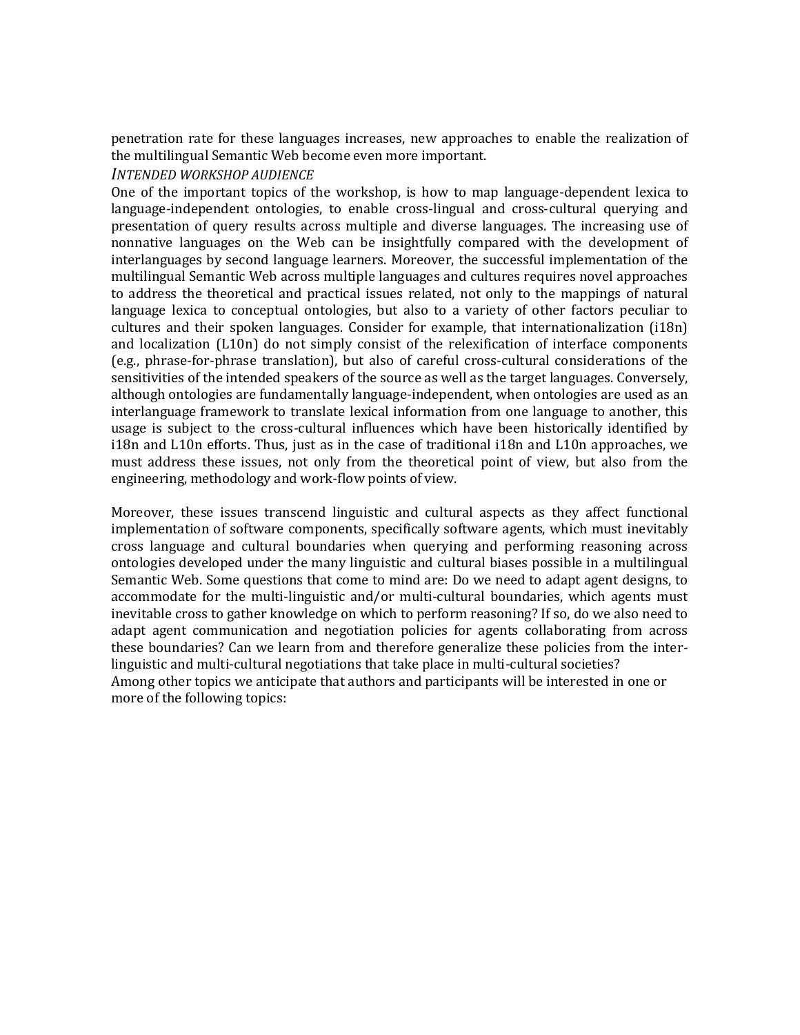penetration rate for these languages increases, new approaches to enable the realization of the multilingual Semantic Web become even more important.

*INTENDED WORKSHOP AUDIENCE*

One of the important topics of the workshop, is how to map language-dependent lexica to language-independent ontologies, to enable cross-lingual and cross-cultural querying and presentation of query results across multiple and diverse languages. The increasing use of nonnative languages on the Web can be insightfully compared with the development of interlanguages by second language learners. Moreover, the successful implementation of the multilingual Semantic Web across multiple languages and cultures requires novel approaches to address the theoretical and practical issues related, not only to the mappings of natural language lexica to conceptual ontologies, but also to a variety of other factors peculiar to cultures and their spoken languages. Consider for example, that internationalization (i18n) and localization (L10n) do not simply consist of the relexification of interface components (e.g., phrase-for-phrase translation), but also of careful cross-cultural considerations of the sensitivities of the intended speakers of the source as well as the target languages. Conversely, although ontologies are fundamentally language-independent, when ontologies are used as an interlanguage framework to translate lexical information from one language to another, this usage is subject to the cross-cultural influences which have been historically identified by i18n and L10n efforts. Thus, just as in the case of traditional i18n and L10n approaches, we must address these issues, not only from the theoretical point of view, but also from the engineering, methodology and work-flow points of view.

Moreover, these issues transcend linguistic and cultural aspects as they affect functional implementation of software components, specifically software agents, which must inevitably cross language and cultural boundaries when querying and performing reasoning across ontologies developed under the many linguistic and cultural biases possible in a multilingual Semantic Web. Some questions that come to mind are: Do we need to adapt agent designs, to accommodate for the multi-linguistic and/or multi-cultural boundaries, which agents must inevitable cross to gather knowledge on which to perform reasoning? If so, do we also need to adapt agent communication and negotiation policies for agents collaborating from across these boundaries? Can we learn from and therefore generalize these policies from the inter-linguistic and multi-cultural negotiations that take place in multi-cultural societies?

Among other topics we anticipate that authors and participants will be interested in one or more of the following topics: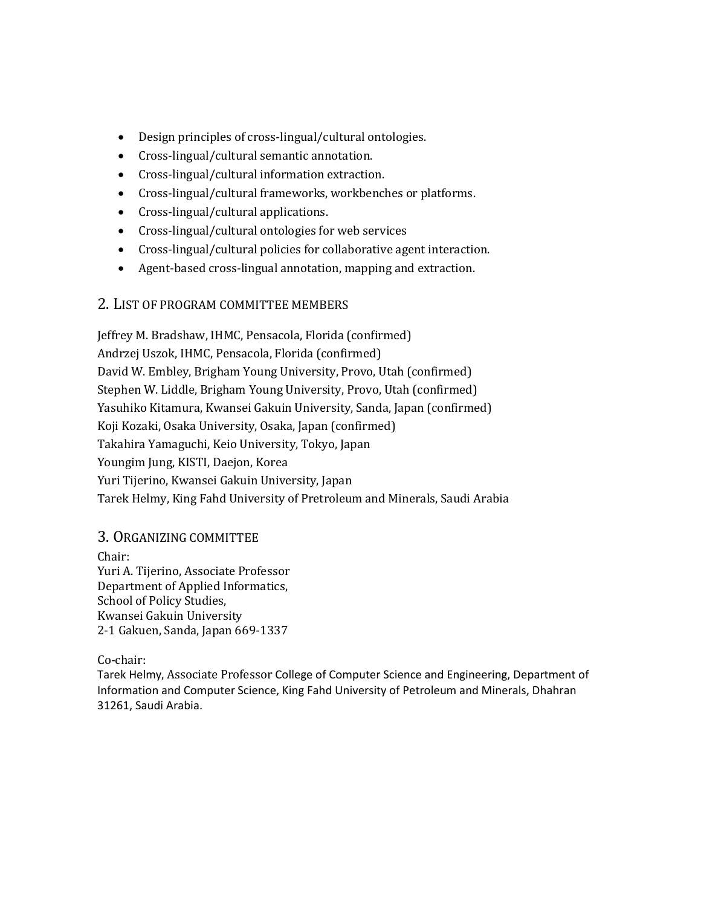- Design principles of cross-lingual/cultural ontologies.
- Cross-lingual/cultural semantic annotation.
- Cross-lingual/cultural information extraction.
- Cross-lingual/cultural frameworks, workbenches or platforms.
- Cross-lingual/cultural applications.
- Cross-lingual/cultural ontologies for web services
- Cross-lingual/cultural policies for collaborative agent interaction.
- Agent-based cross-lingual annotation, mapping and extraction.

## 2. List of program committee members

Jeffrey M. Bradshaw, IHMC, Pensacola, Florida (confirmed)
Andrzej Uszok, IHMC, Pensacola, Florida (confirmed)
David W. Embley, Brigham Young University, Provo, Utah (confirmed)
Stephen W. Liddle, Brigham Young University, Provo, Utah (confirmed)
Yasuhiko Kitamura, Kwansei Gakuin University, Sanda, Japan (confirmed)
Koji Kozaki, Osaka University, Osaka, Japan (confirmed)
Takahira Yamaguchi, Keio University, Tokyo, Japan
Youngim Jung, KISTI, Daejon, Korea
Yuri Tijerino, Kwansei Gakuin University, Japan
Tarek Helmy, King Fahd University of Pretroleum and Minerals, Saudi Arabia

## 3. Organizing committee

Chair:
Yuri A. Tijerino, Associate Professor
Department of Applied Informatics,
School of Policy Studies,
Kwansei Gakuin University
2-1 Gakuen, Sanda, Japan 669-1337

Co-chair:
Tarek Helmy, Associate Professor College of Computer Science and Engineering, Department of Information and Computer Science, King Fahd University of Petroleum and Minerals, Dhahran 31261, Saudi Arabia.